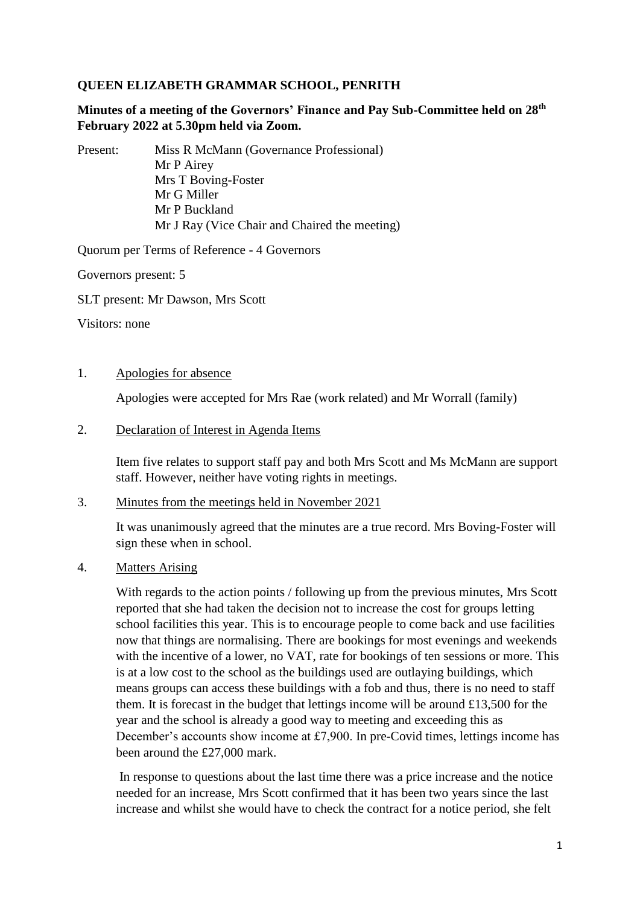**QUEEN ELIZABETH GRAMMAR SCHOOL, PENRITH**

**Minutes of a meeting of the Governors' Finance and Pay Sub-Committee held on 28th February 2022 at 5.30pm held via Zoom.**

Present: Miss R McMann (Governance Professional)
Mr P Airey
Mrs T Boving-Foster
Mr G Miller
Mr P Buckland
Mr J Ray (Vice Chair and Chaired the meeting)

Quorum per Terms of Reference - 4 Governors

Governors present: 5

SLT present: Mr Dawson, Mrs Scott

Visitors: none

1. Apologies for absence

   Apologies were accepted for Mrs Rae (work related) and Mr Worrall (family)

2. Declaration of Interest in Agenda Items

   Item five relates to support staff pay and both Mrs Scott and Ms McMann are support staff. However, neither have voting rights in meetings.

3. Minutes from the meetings held in November 2021

   It was unanimously agreed that the minutes are a true record. Mrs Boving-Foster will sign these when in school.

4. Matters Arising

   With regards to the action points / following up from the previous minutes, Mrs Scott reported that she had taken the decision not to increase the cost for groups letting school facilities this year. This is to encourage people to come back and use facilities now that things are normalising. There are bookings for most evenings and weekends with the incentive of a lower, no VAT, rate for bookings of ten sessions or more. This is at a low cost to the school as the buildings used are outlaying buildings, which means groups can access these buildings with a fob and thus, there is no need to staff them. It is forecast in the budget that lettings income will be around £13,500 for the year and the school is already a good way to meeting and exceeding this as December's accounts show income at £7,900. In pre-Covid times, lettings income has been around the £27,000 mark.

   In response to questions about the last time there was a price increase and the notice needed for an increase, Mrs Scott confirmed that it has been two years since the last increase and whilst she would have to check the contract for a notice period, she felt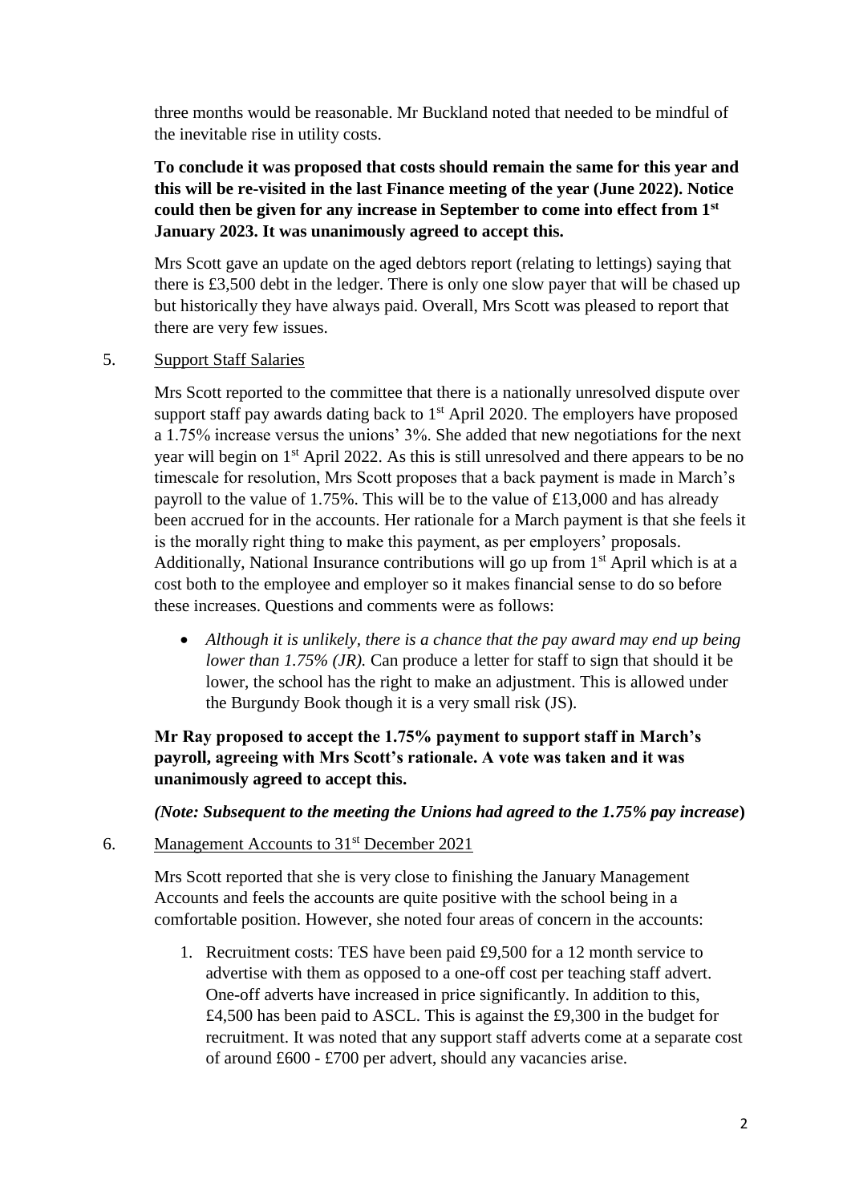three months would be reasonable. Mr Buckland noted that needed to be mindful of the inevitable rise in utility costs.

**To conclude it was proposed that costs should remain the same for this year and this will be re-visited in the last Finance meeting of the year (June 2022). Notice could then be given for any increase in September to come into effect from 1st January 2023. It was unanimously agreed to accept this.**

Mrs Scott gave an update on the aged debtors report (relating to lettings) saying that there is £3,500 debt in the ledger. There is only one slow payer that will be chased up but historically they have always paid. Overall, Mrs Scott was pleased to report that there are very few issues.

5. Support Staff Salaries

Mrs Scott reported to the committee that there is a nationally unresolved dispute over support staff pay awards dating back to 1st April 2020. The employers have proposed a 1.75% increase versus the unions' 3%. She added that new negotiations for the next year will begin on 1st April 2022. As this is still unresolved and there appears to be no timescale for resolution, Mrs Scott proposes that a back payment is made in March's payroll to the value of 1.75%. This will be to the value of £13,000 and has already been accrued for in the accounts. Her rationale for a March payment is that she feels it is the morally right thing to make this payment, as per employers' proposals. Additionally, National Insurance contributions will go up from 1st April which is at a cost both to the employee and employer so it makes financial sense to do so before these increases. Questions and comments were as follows:

- *Although it is unlikely, there is a chance that the pay award may end up being lower than 1.75% (JR).* Can produce a letter for staff to sign that should it be lower, the school has the right to make an adjustment. This is allowed under the Burgundy Book though it is a very small risk (JS).

**Mr Ray proposed to accept the 1.75% payment to support staff in March's payroll, agreeing with Mrs Scott's rationale. A vote was taken and it was unanimously agreed to accept this.**

***(Note: Subsequent to the meeting the Unions had agreed to the 1.75% pay increase)***

6. Management Accounts to 31st December 2021

Mrs Scott reported that she is very close to finishing the January Management Accounts and feels the accounts are quite positive with the school being in a comfortable position. However, she noted four areas of concern in the accounts:

1. Recruitment costs: TES have been paid £9,500 for a 12 month service to advertise with them as opposed to a one-off cost per teaching staff advert. One-off adverts have increased in price significantly. In addition to this, £4,500 has been paid to ASCL. This is against the £9,300 in the budget for recruitment. It was noted that any support staff adverts come at a separate cost of around £600 - £700 per advert, should any vacancies arise.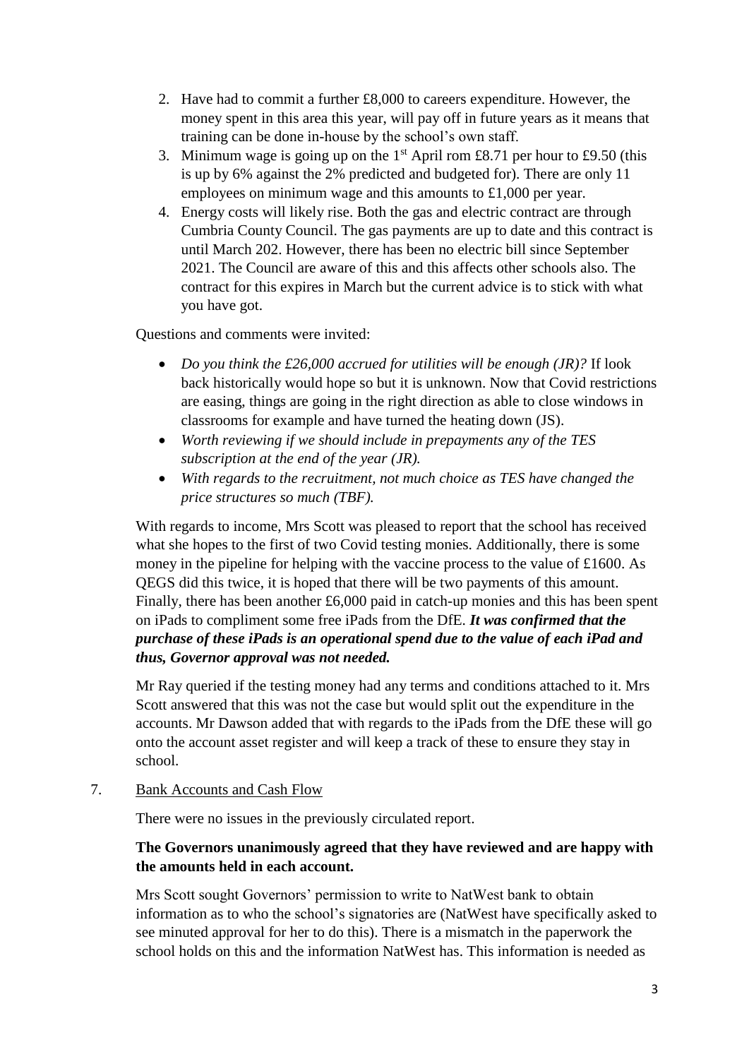2. Have had to commit a further £8,000 to careers expenditure. However, the money spent in this area this year, will pay off in future years as it means that training can be done in-house by the school's own staff.
3. Minimum wage is going up on the 1st April rom £8.71 per hour to £9.50 (this is up by 6% against the 2% predicted and budgeted for). There are only 11 employees on minimum wage and this amounts to £1,000 per year.
4. Energy costs will likely rise. Both the gas and electric contract are through Cumbria County Council. The gas payments are up to date and this contract is until March 202. However, there has been no electric bill since September 2021. The Council are aware of this and this affects other schools also. The contract for this expires in March but the current advice is to stick with what you have got.

Questions and comments were invited:

- *Do you think the £26,000 accrued for utilities will be enough (JR)?* If look back historically would hope so but it is unknown. Now that Covid restrictions are easing, things are going in the right direction as able to close windows in classrooms for example and have turned the heating down (JS).
- *Worth reviewing if we should include in prepayments any of the TES subscription at the end of the year (JR).*
- *With regards to the recruitment, not much choice as TES have changed the price structures so much (TBF).*

With regards to income, Mrs Scott was pleased to report that the school has received what she hopes to the first of two Covid testing monies. Additionally, there is some money in the pipeline for helping with the vaccine process to the value of £1600. As QEGS did this twice, it is hoped that there will be two payments of this amount. Finally, there has been another £6,000 paid in catch-up monies and this has been spent on iPads to compliment some free iPads from the DfE. ***It was confirmed that the purchase of these iPads is an operational spend due to the value of each iPad and thus, Governor approval was not needed.***

Mr Ray queried if the testing money had any terms and conditions attached to it. Mrs Scott answered that this was not the case but would split out the expenditure in the accounts. Mr Dawson added that with regards to the iPads from the DfE these will go onto the account asset register and will keep a track of these to ensure they stay in school.

7. Bank Accounts and Cash Flow

There were no issues in the previously circulated report.

**The Governors unanimously agreed that they have reviewed and are happy with the amounts held in each account.**

Mrs Scott sought Governors' permission to write to NatWest bank to obtain information as to who the school's signatories are (NatWest have specifically asked to see minuted approval for her to do this). There is a mismatch in the paperwork the school holds on this and the information NatWest has. This information is needed as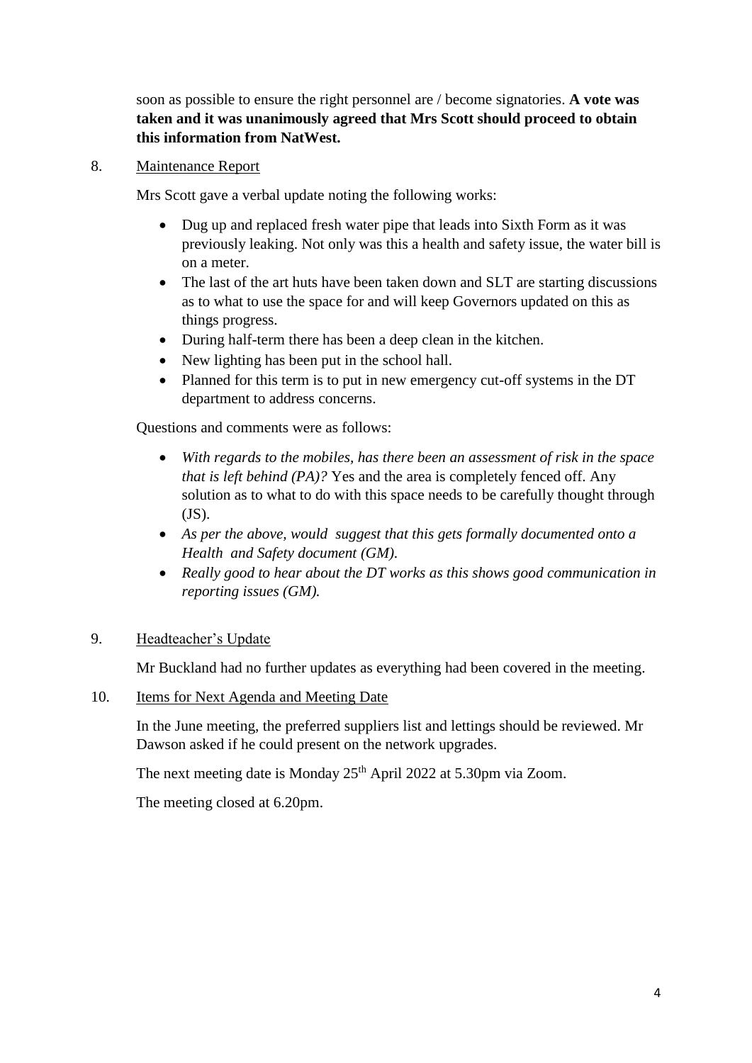soon as possible to ensure the right personnel are / become signatories. **A vote was taken and it was unanimously agreed that Mrs Scott should proceed to obtain this information from NatWest.**

8. Maintenance Report

Mrs Scott gave a verbal update noting the following works:

- Dug up and replaced fresh water pipe that leads into Sixth Form as it was previously leaking. Not only was this a health and safety issue, the water bill is on a meter.
- The last of the art huts have been taken down and SLT are starting discussions as to what to use the space for and will keep Governors updated on this as things progress.
- During half-term there has been a deep clean in the kitchen.
- New lighting has been put in the school hall.
- Planned for this term is to put in new emergency cut-off systems in the DT department to address concerns.

Questions and comments were as follows:

- *With regards to the mobiles, has there been an assessment of risk in the space that is left behind (PA)?* Yes and the area is completely fenced off. Any solution as to what to do with this space needs to be carefully thought through (JS).
- *As per the above, would suggest that this gets formally documented onto a Health and Safety document (GM).*
- *Really good to hear about the DT works as this shows good communication in reporting issues (GM).*

9. Headteacher's Update

Mr Buckland had no further updates as everything had been covered in the meeting.

10. Items for Next Agenda and Meeting Date

In the June meeting, the preferred suppliers list and lettings should be reviewed. Mr Dawson asked if he could present on the network upgrades.

The next meeting date is Monday 25th April 2022 at 5.30pm via Zoom.

The meeting closed at 6.20pm.